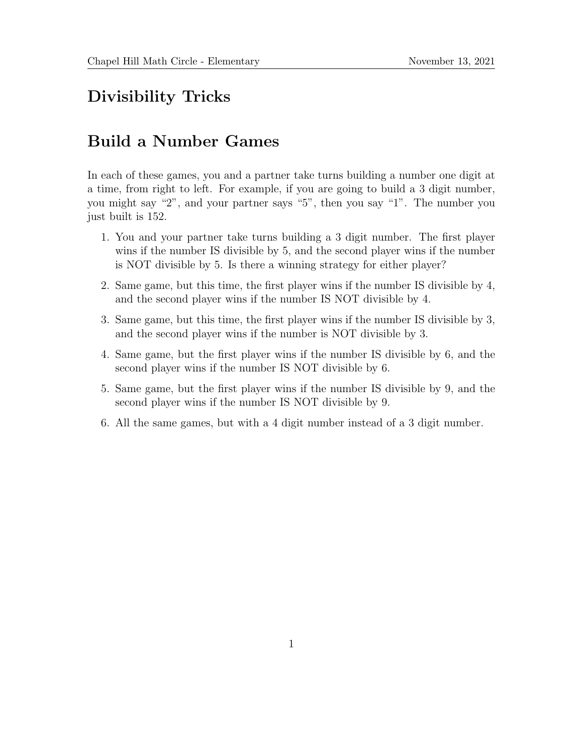# Divisibility Tricks

# Build a Number Games

In each of these games, you and a partner take turns building a number one digit at a time, from right to left. For example, if you are going to build a 3 digit number, you might say "2", and your partner says "5", then you say "1". The number you just built is 152.

1. You and your partner take turns building a 3 digit number. The first player wins if the number IS divisible by 5, and the second player wins if the number is NOT divisible by 5. Is there a winning strategy for either player?
2. Same game, but this time, the first player wins if the number IS divisible by 4, and the second player wins if the number IS NOT divisible by 4.
3. Same game, but this time, the first player wins if the number IS divisible by 3, and the second player wins if the number is NOT divisible by 3.
4. Same game, but the first player wins if the number IS divisible by 6, and the second player wins if the number IS NOT divisible by 6.
5. Same game, but the first player wins if the number IS divisible by 9, and the second player wins if the number IS NOT divisible by 9.
6. All the same games, but with a 4 digit number instead of a 3 digit number.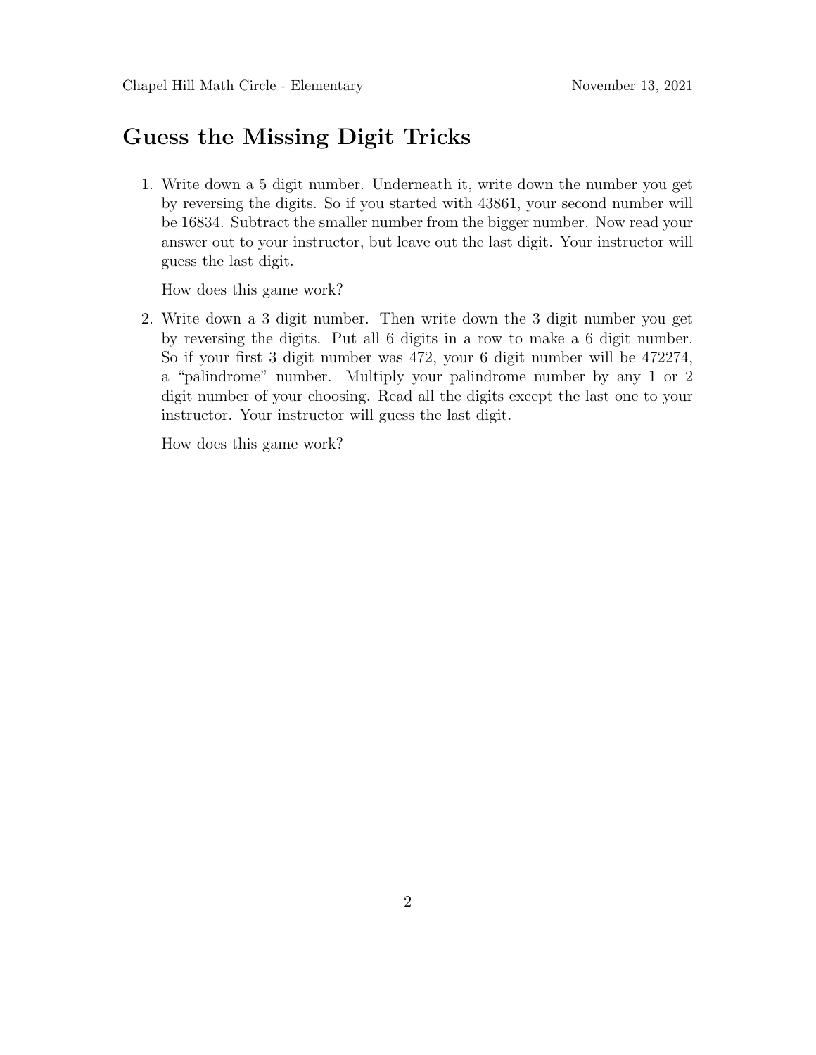# Guess the Missing Digit Tricks

1. Write down a 5 digit number. Underneath it, write down the number you get by reversing the digits. So if you started with 43861, your second number will be 16834. Subtract the smaller number from the bigger number. Now read your answer out to your instructor, but leave out the last digit. Your instructor will guess the last digit.

   How does this game work?

2. Write down a 3 digit number. Then write down the 3 digit number you get by reversing the digits. Put all 6 digits in a row to make a 6 digit number. So if your first 3 digit number was 472, your 6 digit number will be 472274, a "palindrome" number. Multiply your palindrome number by any 1 or 2 digit number of your choosing. Read all the digits except the last one to your instructor. Your instructor will guess the last digit.

   How does this game work?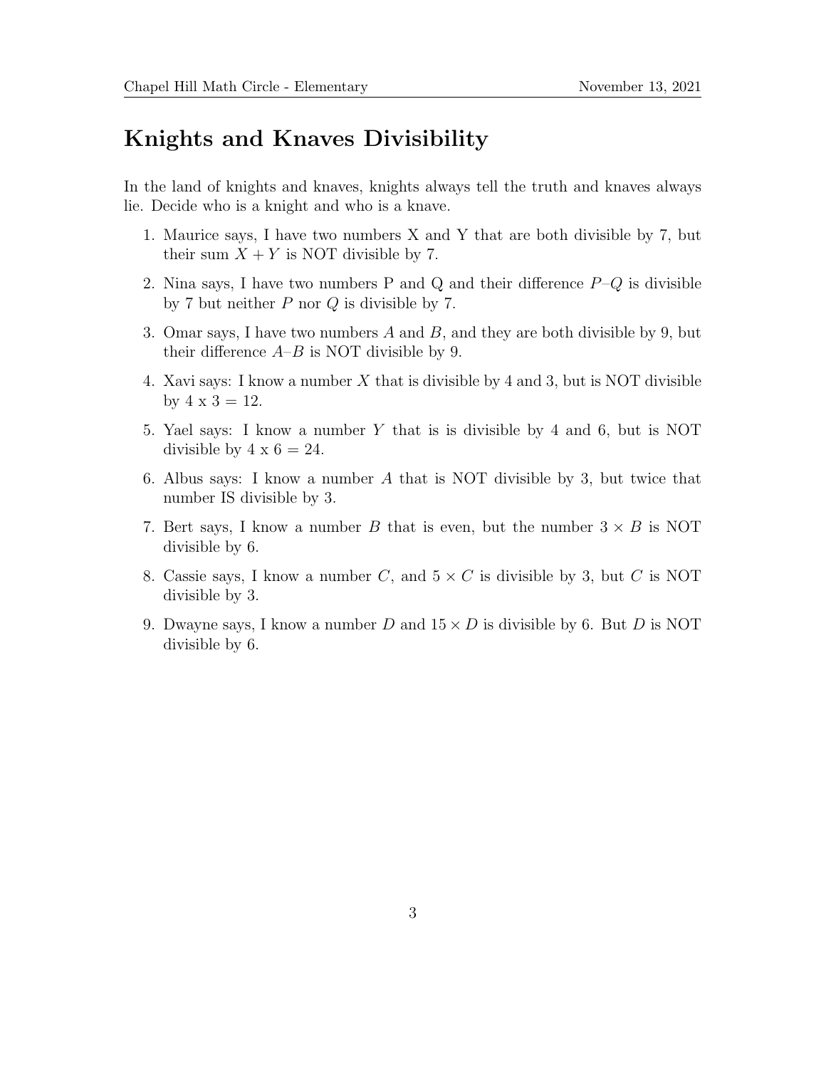# Knights and Knaves Divisibility

In the land of knights and knaves, knights always tell the truth and knaves always lie. Decide who is a knight and who is a knave.

1. Maurice says, I have two numbers X and Y that are both divisible by 7, but their sum $X + Y$ is NOT divisible by 7.
2. Nina says, I have two numbers P and Q and their difference $P–Q$ is divisible by 7 but neither $P$ nor $Q$ is divisible by 7.
3. Omar says, I have two numbers $A$ and $B$, and they are both divisible by 9, but their difference $A–B$ is NOT divisible by 9.
4. Xavi says: I know a number $X$ that is divisible by 4 and 3, but is NOT divisible by 4 x 3 = 12.
5. Yael says: I know a number $Y$ that is is divisible by 4 and 6, but is NOT divisible by 4 x 6 = 24.
6. Albus says: I know a number $A$ that is NOT divisible by 3, but twice that number IS divisible by 3.
7. Bert says, I know a number $B$ that is even, but the number $3 \times B$ is NOT divisible by 6.
8. Cassie says, I know a number $C$, and $5 \times C$ is divisible by 3, but $C$ is NOT divisible by 3.
9. Dwayne says, I know a number $D$ and $15 \times D$ is divisible by 6. But $D$ is NOT divisible by 6.